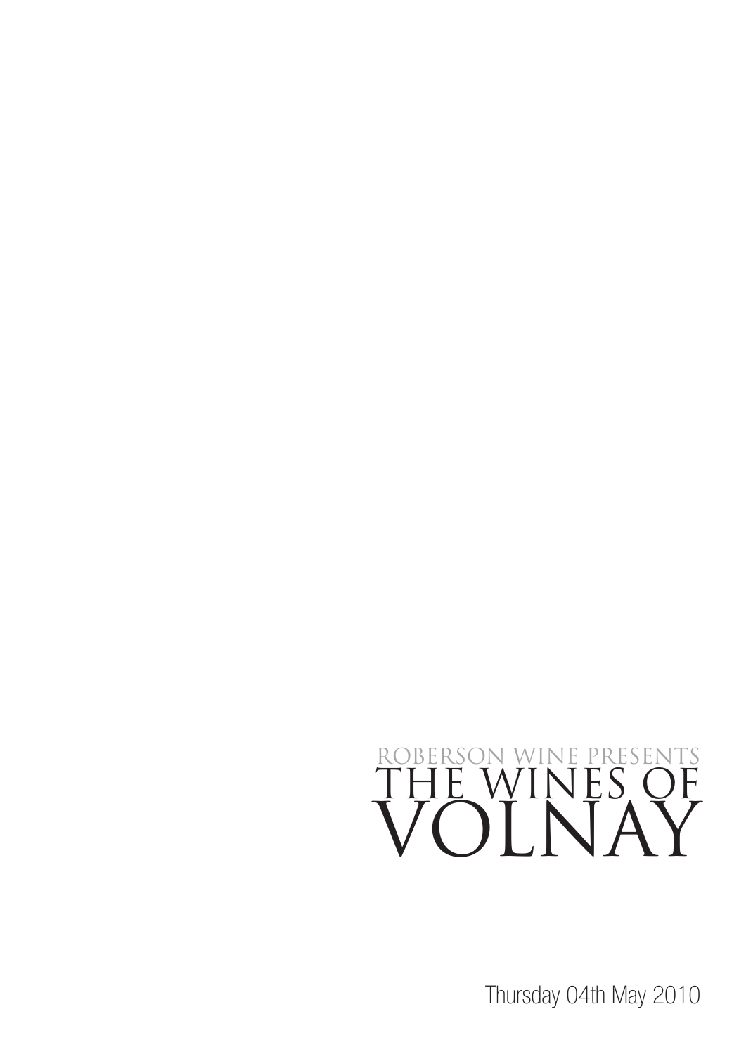ROBERSON WINE PRESENTS

# THE WINES OF VOLNAY

Thursday 04th May 2010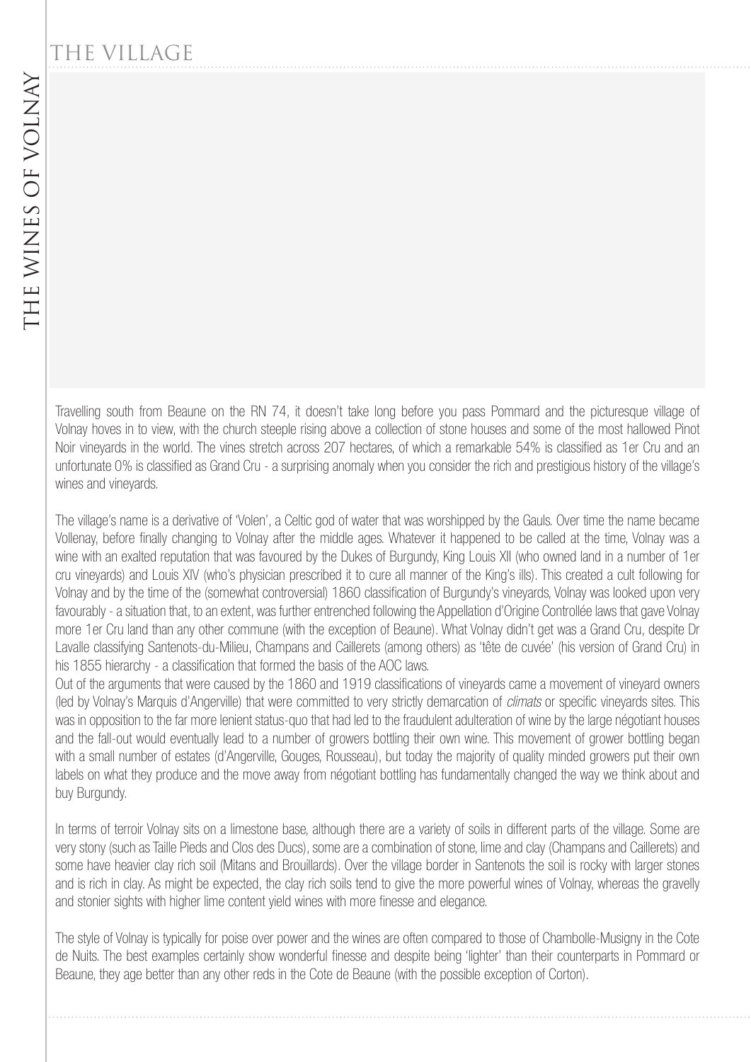# THE VILLAGE

Travelling south from Beaune on the RN 74, it doesn't take long before you pass Pommard and the picturesque village of Volnay hoves in to view, with the church steeple rising above a collection of stone houses and some of the most hallowed Pinot Noir vineyards in the world. The vines stretch across 207 hectares, of which a remarkable 54% is classified as 1er Cru and an unfortunate 0% is classified as Grand Cru - a surprising anomaly when you consider the rich and prestigious history of the village's wines and vineyards.

The village's name is a derivative of 'Volen', a Celtic god of water that was worshipped by the Gauls. Over time the name became Vollenay, before finally changing to Volnay after the middle ages. Whatever it happened to be called at the time, Volnay was a wine with an exalted reputation that was favoured by the Dukes of Burgundy, King Louis XII (who owned land in a number of 1er cru vineyards) and Louis XIV (who's physician prescribed it to cure all manner of the King's ills). This created a cult following for Volnay and by the time of the (somewhat controversial) 1860 classification of Burgundy's vineyards, Volnay was looked upon very favourably - a situation that, to an extent, was further entrenched following the Appellation d'Origine Controllée laws that gave Volnay more 1er Cru land than any other commune (with the exception of Beaune). What Volnay didn't get was a Grand Cru, despite Dr Lavalle classifying Santenots-du-Milieu, Champans and Caillerets (among others) as 'tête de cuvée' (his version of Grand Cru) in his 1855 hierarchy - a classification that formed the basis of the AOC laws.

Out of the arguments that were caused by the 1860 and 1919 classifications of vineyards came a movement of vineyard owners (led by Volnay's Marquis d'Angerville) that were committed to very strictly demarcation of *climats* or specific vineyards sites. This was in opposition to the far more lenient status-quo that had led to the fraudulent adulteration of wine by the large négotiant houses and the fall-out would eventually lead to a number of growers bottling their own wine. This movement of grower bottling began with a small number of estates (d'Angerville, Gouges, Rousseau), but today the majority of quality minded growers put their own labels on what they produce and the move away from négotiant bottling has fundamentally changed the way we think about and buy Burgundy.

In terms of terroir Volnay sits on a limestone base, although there are a variety of soils in different parts of the village. Some are very stony (such as Taille Pieds and Clos des Ducs), some are a combination of stone, lime and clay (Champans and Caillerets) and some have heavier clay rich soil (Mitans and Brouillards). Over the village border in Santenots the soil is rocky with larger stones and is rich in clay. As might be expected, the clay rich soils tend to give the more powerful wines of Volnay, whereas the gravelly and stonier sights with higher lime content yield wines with more finesse and elegance.

The style of Volnay is typically for poise over power and the wines are often compared to those of Chambolle-Musigny in the Cote de Nuits. The best examples certainly show wonderful finesse and despite being 'lighter' than their counterparts in Pommard or Beaune, they age better than any other reds in the Cote de Beaune (with the possible exception of Corton).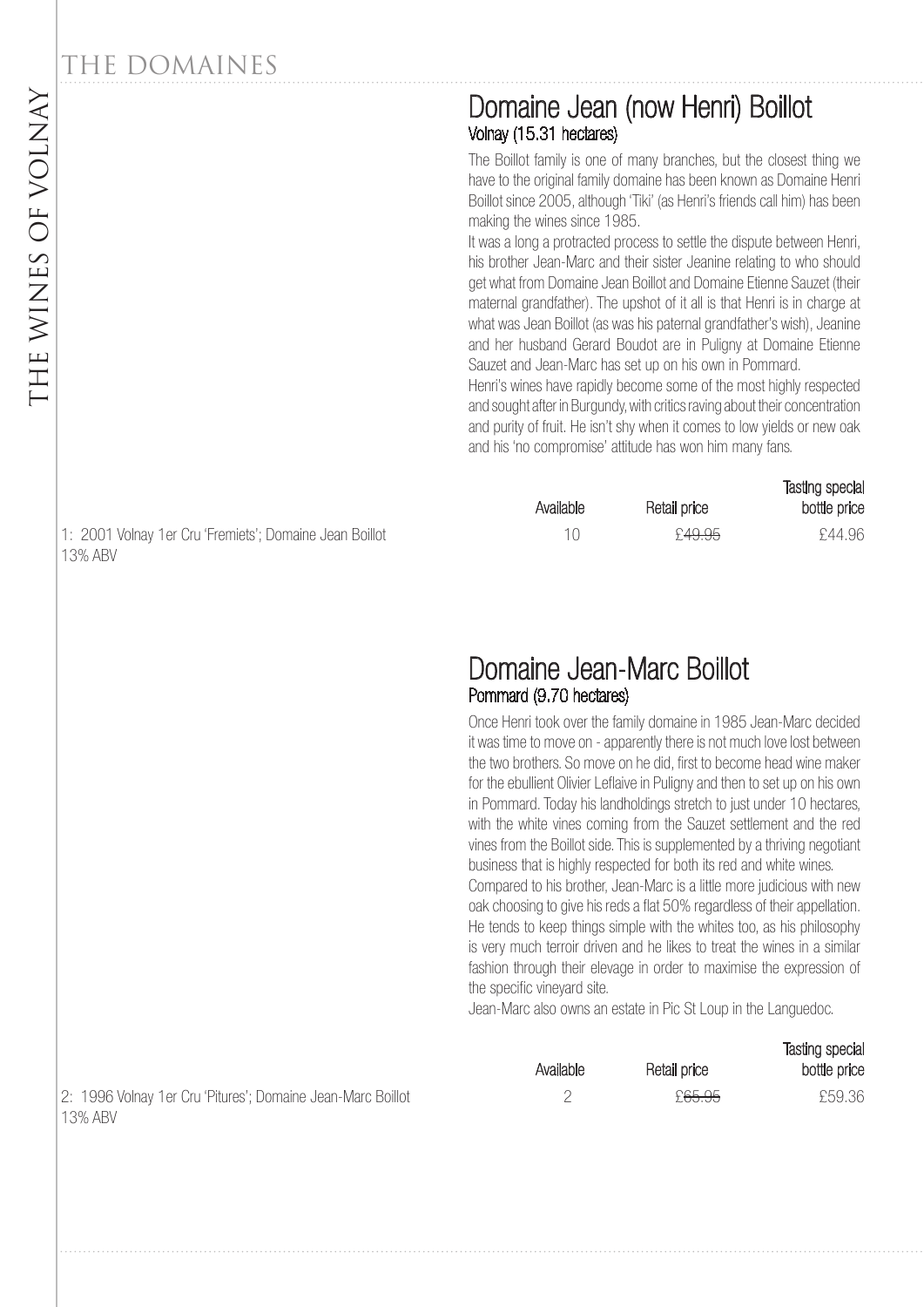## Domaine Jean (now Henri) Boillot

### Volnay (15.31 hectares)

The Boillot family is one of many branches, but the closest thing we have to the original family domaine has been known as Domaine Henri Boillot since 2005, although 'Tiki' (as Henri's friends call him) has been making the wines since 1985.

It was a long a protracted process to settle the dispute between Henri, his brother Jean-Marc and their sister Jeanine relating to who should get what from Domaine Jean Boillot and Domaine Etienne Sauzet (their maternal grandfather). The upshot of it all is that Henri is in charge at what was Jean Boillot (as was his paternal grandfather's wish), Jeanine and her husband Gerard Boudot are in Puligny at Domaine Etienne Sauzet and Jean-Marc has set up on his own in Pommard.

Henri's wines have rapidly become some of the most highly respected and sought after in Burgundy, with critics raving about their concentration and purity of fruit. He isn't shy when it comes to low yields or new oak and his 'no compromise' attitude has won him many fans.

| | Available | Retail price | Tasting special bottle price |
|---|---|---|---|
| 1: 2001 Volnay 1er Cru 'Fremiets'; Domaine Jean Boillot 13% ABV | 10 | ~~£49.95~~ | £44.96 |

## Domaine Jean-Marc Boillot

### Pommard (9.70 hectares)

Once Henri took over the family domaine in 1985 Jean-Marc decided it was time to move on - apparently there is not much love lost between the two brothers. So move on he did, first to become head wine maker for the ebullient Olivier Leflaive in Puligny and then to set up on his own in Pommard. Today his landholdings stretch to just under 10 hectares, with the white vines coming from the Sauzet settlement and the red vines from the Boillot side. This is supplemented by a thriving negotiant business that is highly respected for both its red and white wines.

Compared to his brother, Jean-Marc is a little more judicious with new oak choosing to give his reds a flat 50% regardless of their appellation. He tends to keep things simple with the whites too, as his philosophy is very much terroir driven and he likes to treat the wines in a similar fashion through their elevage in order to maximise the expression of the specific vineyard site.

Jean-Marc also owns an estate in Pic St Loup in the Languedoc.

| | Available | Retail price | Tasting special bottle price |
|---|---|---|---|
| 2: 1996 Volnay 1er Cru 'Pitures'; Domaine Jean-Marc Boillot 13% ABV | 2 | ~~£65.95~~ | £59.36 |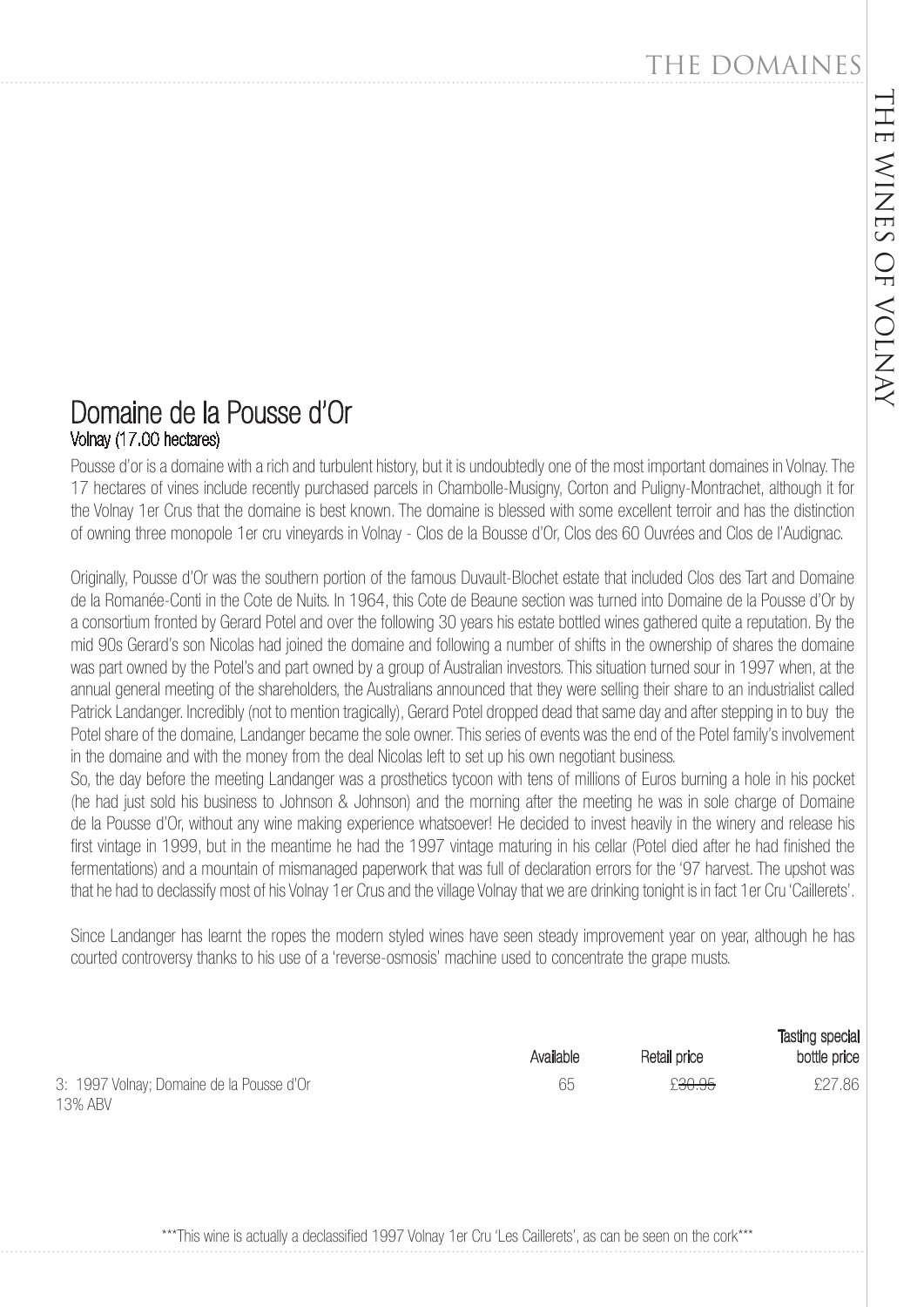## Domaine de la Pousse d'Or

### Volnay (17.00 hectares)

Pousse d'or is a domaine with a rich and turbulent history, but it is undoubtedly one of the most important domaines in Volnay. The 17 hectares of vines include recently purchased parcels in Chambolle-Musigny, Corton and Puligny-Montrachet, although it for the Volnay 1er Crus that the domaine is best known. The domaine is blessed with some excellent terroir and has the distinction of owning three monopole 1er cru vineyards in Volnay - Clos de la Bousse d'Or, Clos des 60 Ouvrées and Clos de l'Audignac.

Originally, Pousse d'Or was the southern portion of the famous Duvault-Blochet estate that included Clos des Tart and Domaine de la Romanée-Conti in the Cote de Nuits. In 1964, this Cote de Beaune section was turned into Domaine de la Pousse d'Or by a consortium fronted by Gerard Potel and over the following 30 years his estate bottled wines gathered quite a reputation. By the mid 90s Gerard's son Nicolas had joined the domaine and following a number of shifts in the ownership of shares the domaine was part owned by the Potel's and part owned by a group of Australian investors. This situation turned sour in 1997 when, at the annual general meeting of the shareholders, the Australians announced that they were selling their share to an industrialist called Patrick Landanger. Incredibly (not to mention tragically), Gerard Potel dropped dead that same day and after stepping in to buy the Potel share of the domaine, Landanger became the sole owner. This series of events was the end of the Potel family's involvement in the domaine and with the money from the deal Nicolas left to set up his own negotiant business.

So, the day before the meeting Landanger was a prosthetics tycoon with tens of millions of Euros burning a hole in his pocket (he had just sold his business to Johnson & Johnson) and the morning after the meeting he was in sole charge of Domaine de la Pousse d'Or, without any wine making experience whatsoever! He decided to invest heavily in the winery and release his first vintage in 1999, but in the meantime he had the 1997 vintage maturing in his cellar (Potel died after he had finished the fermentations) and a mountain of mismanaged paperwork that was full of declaration errors for the '97 harvest. The upshot was that he had to declassify most of his Volnay 1er Crus and the village Volnay that we are drinking tonight is in fact 1er Cru 'Caillerets'.

Since Landanger has learnt the ropes the modern styled wines have seen steady improvement year on year, although he has courted controversy thanks to his use of a 'reverse-osmosis' machine used to concentrate the grape musts.

| | Available | Retail price | Tasting special bottle price |
|---|---|---|---|
| 3: 1997 Volnay; Domaine de la Pousse d'Or<br>13% ABV | 65 | ~~£30.95~~ | £27.86 |

\*\*\*This wine is actually a declassified 1997 Volnay 1er Cru 'Les Caillerets', as can be seen on the cork\*\*\*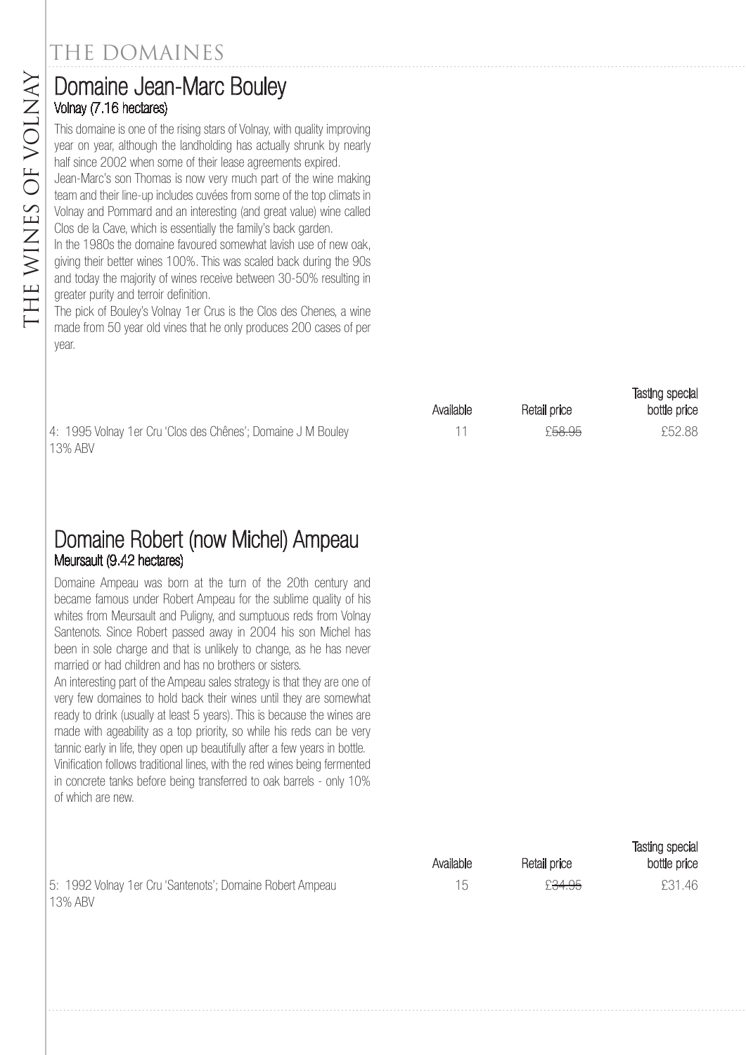# THE DOMAINES

## Domaine Jean-Marc Bouley

### Volnay (7.16 hectares)

This domaine is one of the rising stars of Volnay, with quality improving year on year, although the landholding has actually shrunk by nearly half since 2002 when some of their lease agreements expired.

Jean-Marc's son Thomas is now very much part of the wine making team and their line-up includes cuvées from some of the top climats in Volnay and Pommard and an interesting (and great value) wine called Clos de la Cave, which is essentially the family's back garden.

In the 1980s the domaine favoured somewhat lavish use of new oak, giving their better wines 100%. This was scaled back during the 90s and today the majority of wines receive between 30-50% resulting in greater purity and terroir definition.

The pick of Bouley's Volnay 1er Crus is the Clos des Chenes, a wine made from 50 year old vines that he only produces 200 cases of per year.

| | Available | Retail price | Tasting special bottle price |
|---|---|---|---|
| 4: 1995 Volnay 1er Cru 'Clos des Chênes'; Domaine J M Bouley 13% ABV | 11 | ~~£58.95~~ | £52.88 |

## Domaine Robert (now Michel) Ampeau

### Meursault (9.42 hectares)

Domaine Ampeau was born at the turn of the 20th century and became famous under Robert Ampeau for the sublime quality of his whites from Meursault and Puligny, and sumptuous reds from Volnay Santenots. Since Robert passed away in 2004 his son Michel has been in sole charge and that is unlikely to change, as he has never married or had children and has no brothers or sisters.

An interesting part of the Ampeau sales strategy is that they are one of very few domaines to hold back their wines until they are somewhat ready to drink (usually at least 5 years). This is because the wines are made with ageability as a top priority, so while his reds can be very tannic early in life, they open up beautifully after a few years in bottle.

Vinification follows traditional lines, with the red wines being fermented in concrete tanks before being transferred to oak barrels - only 10% of which are new.

| | Available | Retail price | Tasting special bottle price |
|---|---|---|---|
| 5: 1992 Volnay 1er Cru 'Santenots'; Domaine Robert Ampeau 13% ABV | 15 | ~~£34.95~~ | £31.46 |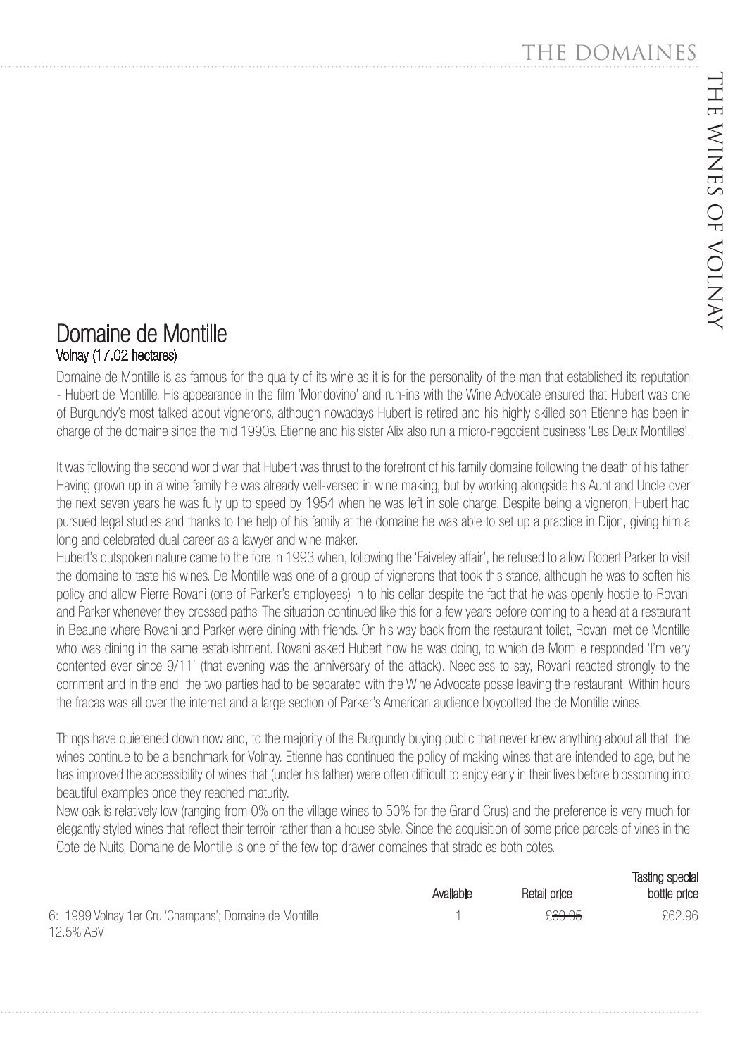## Domaine de Montille

### Volnay (17.02 hectares)

Domaine de Montille is as famous for the quality of its wine as it is for the personality of the man that established its reputation - Hubert de Montille. His appearance in the film 'Mondovino' and run-ins with the Wine Advocate ensured that Hubert was one of Burgundy's most talked about vignerons, although nowadays Hubert is retired and his highly skilled son Etienne has been in charge of the domaine since the mid 1990s. Etienne and his sister Alix also run a micro-negocient business 'Les Deux Montilles'.

It was following the second world war that Hubert was thrust to the forefront of his family domaine following the death of his father. Having grown up in a wine family he was already well-versed in wine making, but by working alongside his Aunt and Uncle over the next seven years he was fully up to speed by 1954 when he was left in sole charge. Despite being a vigneron, Hubert had pursued legal studies and thanks to the help of his family at the domaine he was able to set up a practice in Dijon, giving him a long and celebrated dual career as a lawyer and wine maker.

Hubert's outspoken nature came to the fore in 1993 when, following the 'Faiveley affair', he refused to allow Robert Parker to visit the domaine to taste his wines. De Montille was one of a group of vignerons that took this stance, although he was to soften his policy and allow Pierre Rovani (one of Parker's employees) in to his cellar despite the fact that he was openly hostile to Rovani and Parker whenever they crossed paths. The situation continued like this for a few years before coming to a head at a restaurant in Beaune where Rovani and Parker were dining with friends. On his way back from the restaurant toilet, Rovani met de Montille who was dining in the same establishment. Rovani asked Hubert how he was doing, to which de Montille responded 'I'm very contented ever since 9/11' (that evening was the anniversary of the attack). Needless to say, Rovani reacted strongly to the comment and in the end the two parties had to be separated with the Wine Advocate posse leaving the restaurant. Within hours the fracas was all over the internet and a large section of Parker's American audience boycotted the de Montille wines.

Things have quietened down now and, to the majority of the Burgundy buying public that never knew anything about all that, the wines continue to be a benchmark for Volnay. Etienne has continued the policy of making wines that are intended to age, but he has improved the accessibility of wines that (under his father) were often difficult to enjoy early in their lives before blossoming into beautiful examples once they reached maturity.

New oak is relatively low (ranging from 0% on the village wines to 50% for the Grand Crus) and the preference is very much for elegantly styled wines that reflect their terroir rather than a house style. Since the acquisition of some price parcels of vines in the Cote de Nuits, Domaine de Montille is one of the few top drawer domaines that straddles both cotes.

| | Available | Retail price | Tasting special bottle price |
|---|---|---|---|
| 6: 1999 Volnay 1er Cru 'Champans'; Domaine de Montille 12.5% ABV | 1 | ~~£69.95~~ | £62.96 |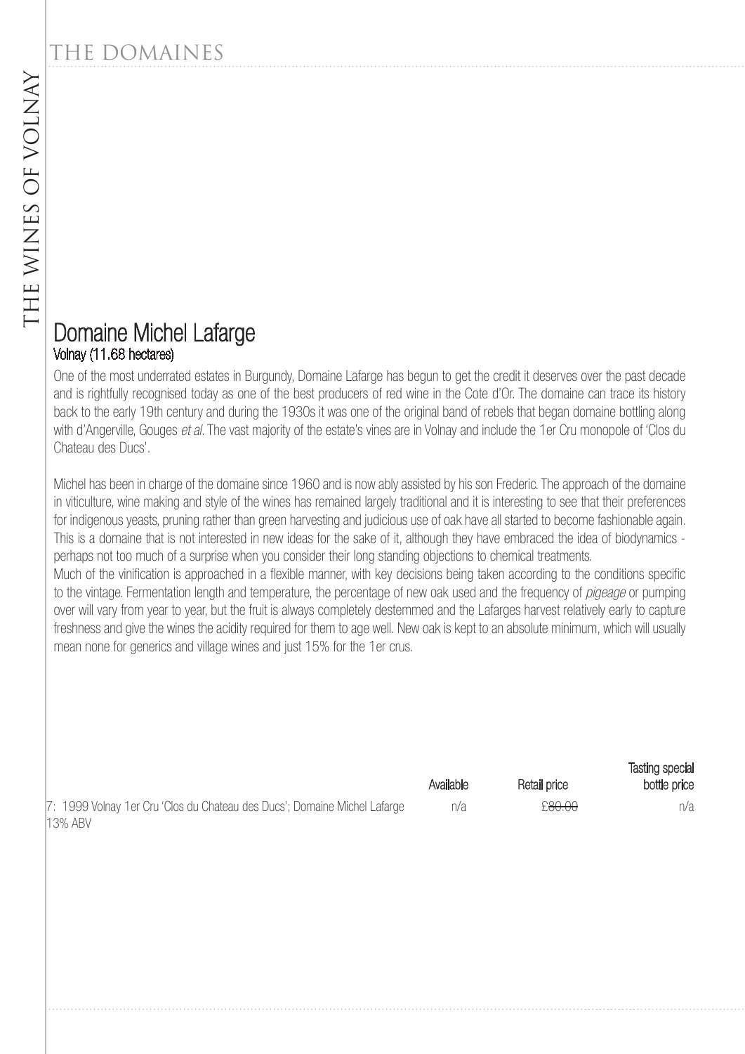## Domaine Michel Lafarge

### Volnay (11.68 hectares)

One of the most underrated estates in Burgundy, Domaine Lafarge has begun to get the credit it deserves over the past decade and is rightfully recognised today as one of the best producers of red wine in the Cote d'Or. The domaine can trace its history back to the early 19th century and during the 1930s it was one of the original band of rebels that began domaine bottling along with d'Angerville, Gouges *et al*. The vast majority of the estate's vines are in Volnay and include the 1er Cru monopole of 'Clos du Chateau des Ducs'.

Michel has been in charge of the domaine since 1960 and is now ably assisted by his son Frederic. The approach of the domaine in viticulture, wine making and style of the wines has remained largely traditional and it is interesting to see that their preferences for indigenous yeasts, pruning rather than green harvesting and judicious use of oak have all started to become fashionable again. This is a domaine that is not interested in new ideas for the sake of it, although they have embraced the idea of biodynamics - perhaps not too much of a surprise when you consider their long standing objections to chemical treatments.

Much of the vinification is approached in a flexible manner, with key decisions being taken according to the conditions specific to the vintage. Fermentation length and temperature, the percentage of new oak used and the frequency of *pigeage* or pumping over will vary from year to year, but the fruit is always completely destemmed and the Lafarges harvest relatively early to capture freshness and give the wines the acidity required for them to age well. New oak is kept to an absolute minimum, which will usually mean none for generics and village wines and just 15% for the 1er crus.

| | Available | Retail price | Tasting special bottle price |
|---|---|---|---|
| 7: 1999 Volnay 1er Cru 'Clos du Chateau des Ducs'; Domaine Michel Lafarge 13% ABV | n/a | ~~£80.00~~ | n/a |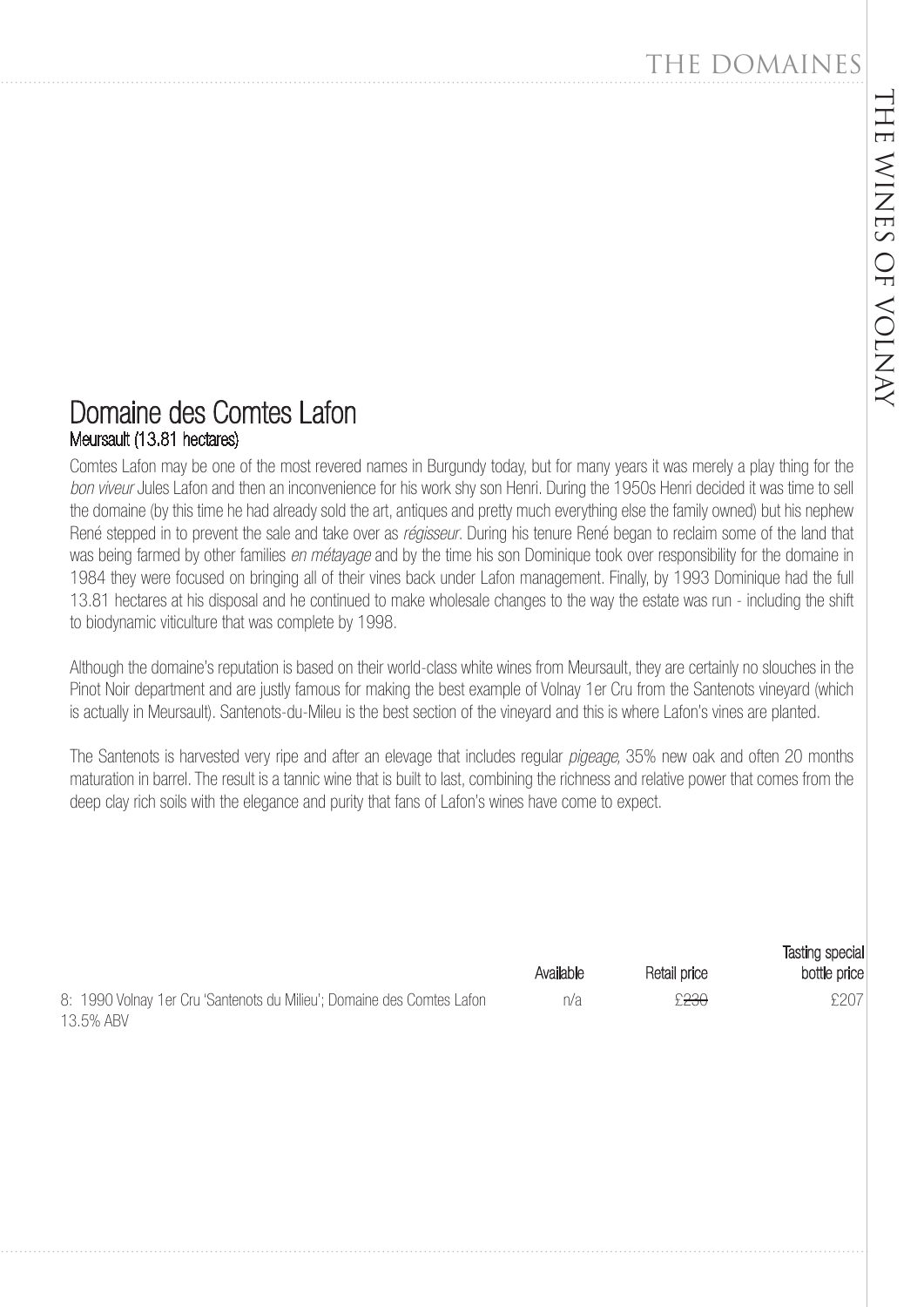## Domaine des Comtes Lafon

### Meursault (13.81 hectares)

Comtes Lafon may be one of the most revered names in Burgundy today, but for many years it was merely a play thing for the *bon viveur* Jules Lafon and then an inconvenience for his work shy son Henri. During the 1950s Henri decided it was time to sell the domaine (by this time he had already sold the art, antiques and pretty much everything else the family owned) but his nephew René stepped in to prevent the sale and take over as *régisseur*. During his tenure René began to reclaim some of the land that was being farmed by other families *en métayage* and by the time his son Dominique took over responsibility for the domaine in 1984 they were focused on bringing all of their vines back under Lafon management. Finally, by 1993 Dominique had the full 13.81 hectares at his disposal and he continued to make wholesale changes to the way the estate was run - including the shift to biodynamic viticulture that was complete by 1998.

Although the domaine's reputation is based on their world-class white wines from Meursault, they are certainly no slouches in the Pinot Noir department and are justly famous for making the best example of Volnay 1er Cru from the Santenots vineyard (which is actually in Meursault). Santenots-du-Mileu is the best section of the vineyard and this is where Lafon's vines are planted.

The Santenots is harvested very ripe and after an elevage that includes regular *pigeage*, 35% new oak and often 20 months maturation in barrel. The result is a tannic wine that is built to last, combining the richness and relative power that comes from the deep clay rich soils with the elegance and purity that fans of Lafon's wines have come to expect.

| | Available | Retail price | Tasting special bottle price |
|---|---|---|---|
| 8: 1990 Volnay 1er Cru 'Santenots du Milieu'; Domaine des Comtes Lafon 13.5% ABV | n/a | ~~£230~~ | £207 |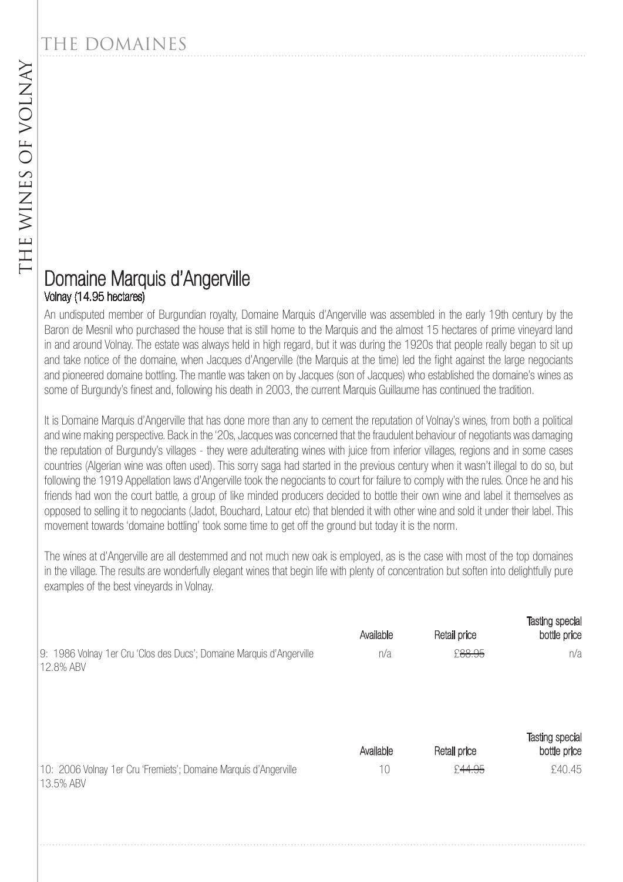## Domaine Marquis d'Angerville

### Volnay (14.95 hectares)

An undisputed member of Burgundian royalty, Domaine Marquis d'Angerville was assembled in the early 19th century by the Baron de Mesnil who purchased the house that is still home to the Marquis and the almost 15 hectares of prime vineyard land in and around Volnay. The estate was always held in high regard, but it was during the 1920s that people really began to sit up and take notice of the domaine, when Jacques d'Angerville (the Marquis at the time) led the fight against the large negociants and pioneered domaine bottling. The mantle was taken on by Jacques (son of Jacques) who established the domaine's wines as some of Burgundy's finest and, following his death in 2003, the current Marquis Guillaume has continued the tradition.

It is Domaine Marquis d'Angerville that has done more than any to cement the reputation of Volnay's wines, from both a political and wine making perspective. Back in the '20s, Jacques was concerned that the fraudulent behaviour of negotiants was damaging the reputation of Burgundy's villages - they were adulterating wines with juice from inferior villages, regions and in some cases countries (Algerian wine was often used). This sorry saga had started in the previous century when it wasn't illegal to do so, but following the 1919 Appellation laws d'Angerville took the negociants to court for failure to comply with the rules. Once he and his friends had won the court battle, a group of like minded producers decided to bottle their own wine and label it themselves as opposed to selling it to negociants (Jadot, Bouchard, Latour etc) that blended it with other wine and sold it under their label. This movement towards 'domaine bottling' took some time to get off the ground but today it is the norm.

The wines at d'Angerville are all destemmed and not much new oak is employed, as is the case with most of the top domaines in the village. The results are wonderfully elegant wines that begin life with plenty of concentration but soften into delightfully pure examples of the best vineyards in Volnay.

| | Available | Retail price | Tasting special bottle price |
|---|---|---|---|
| 9: 1986 Volnay 1er Cru 'Clos des Ducs'; Domaine Marquis d'Angerville<br>12.8% ABV | n/a | ~~£88.95~~ | n/a |

| | Available | Retail price | Tasting special bottle price |
|---|---|---|---|
| 10: 2006 Volnay 1er Cru 'Fremiets'; Domaine Marquis d'Angerville<br>13.5% ABV | 10 | ~~£44.95~~ | £40.45 |